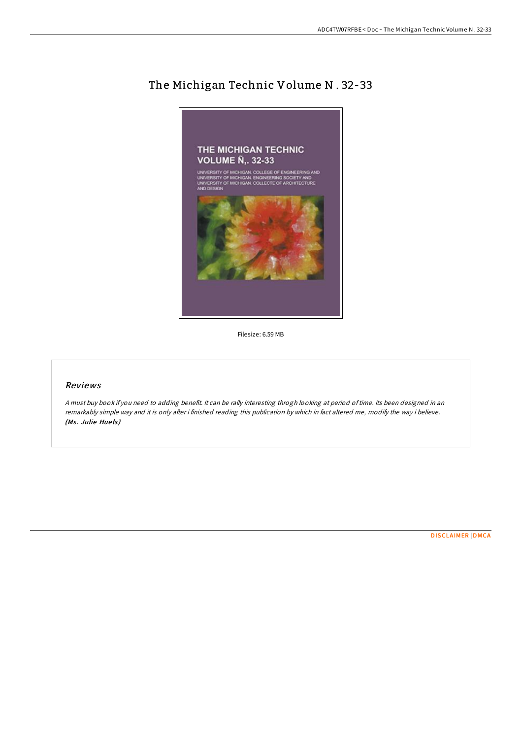# The Michigan Technic Volume N . 32-33

Filesize: 6.59 MB

## *Reviews*

*A must buy book if you need to adding benefit. It can be rally interesting throgh looking at period of time. Its been designed in an remarkably simple way and it is only after i finished reading this publication by which in fact altered me, modify the way i believe.*
***(Ms. Julie Huels)***

DISCLAIMER | DMCA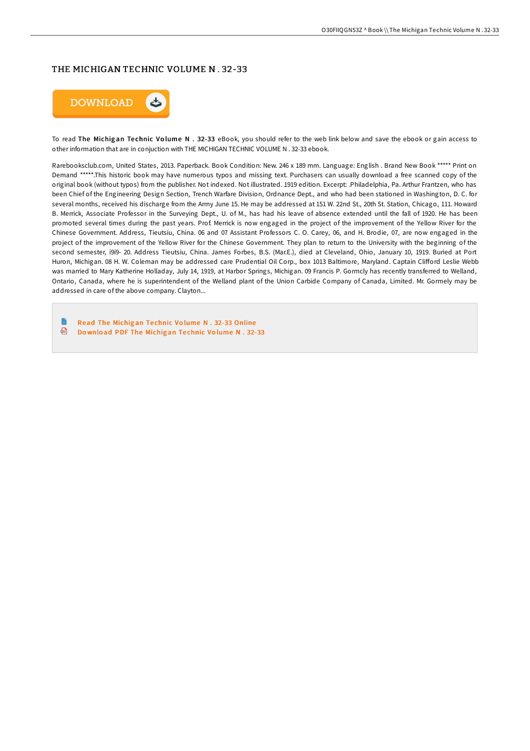# THE MICHIGAN TECHNIC VOLUME N . 32-33

To read **The Michigan Technic Volume N . 32-33** eBook, you should refer to the web link below and save the ebook or gain access to other information that are in conjuction with THE MICHIGAN TECHNIC VOLUME N . 32-33 ebook.

Rarebooksclub.com, United States, 2013. Paperback. Book Condition: New. 246 x 189 mm. Language: English . Brand New Book ***** Print on Demand *****.This historic book may have numerous typos and missing text. Purchasers can usually download a free scanned copy of the original book (without typos) from the publisher. Not indexed. Not illustrated. 1919 edition. Excerpt: .Philadelphia, Pa. Arthur Frantzen, who has been Chief of the Engineering Design Section, Trench Warfare Division, Ordnance Dept., and who had been stationed in Washington, D. C. for several months, received his discharge from the Army June 15. He may be addressed at 151 W. 22nd St., 20th St. Station, Chicago, 111. Howard B. Merrick, Associate Professor in the Surveying Dept., U. of M., has had his leave of absence extended until the fall of 1920. He has been promoted several times during the past years. Prof. Merrick is now engaged in the project of the improvement of the Yellow River for the Chinese Government. Address, Tieutsiu, China. 06 and 07 Assistant Professors C. O. Carey, 06, and H. Brodie, 07, are now engaged in the project of the improvement of the Yellow River for the Chinese Government. They plan to return to the University with the beginning of the second semester, i9i9- 20. Address Tieutsiu, China. James Forbes, B.S. (Mar.E.), died at Cleveland, Ohio, January 10, 1919. Buried at Port Huron, Michigan. 08 H. W. Coleman may be addressed care Prudential Oil Corp., box 1013 Baltimore, Maryland. Captain Clifford Leslie Webb was married to Mary Katherine Holladay, July 14, 1919, at Harbor Springs, Michigan. 09 Francis P. Gormcly has recently transferred to Welland, Ontario, Canada, where he is superintendent of the Welland plant of the Union Carbide Company of Canada, Limited. Mr. Gormely may be addressed in care of the above company. Clayton...

- Read The Michigan Technic Volume N . 32-33 Online
- Download PDF The Michigan Technic Volume N . 32-33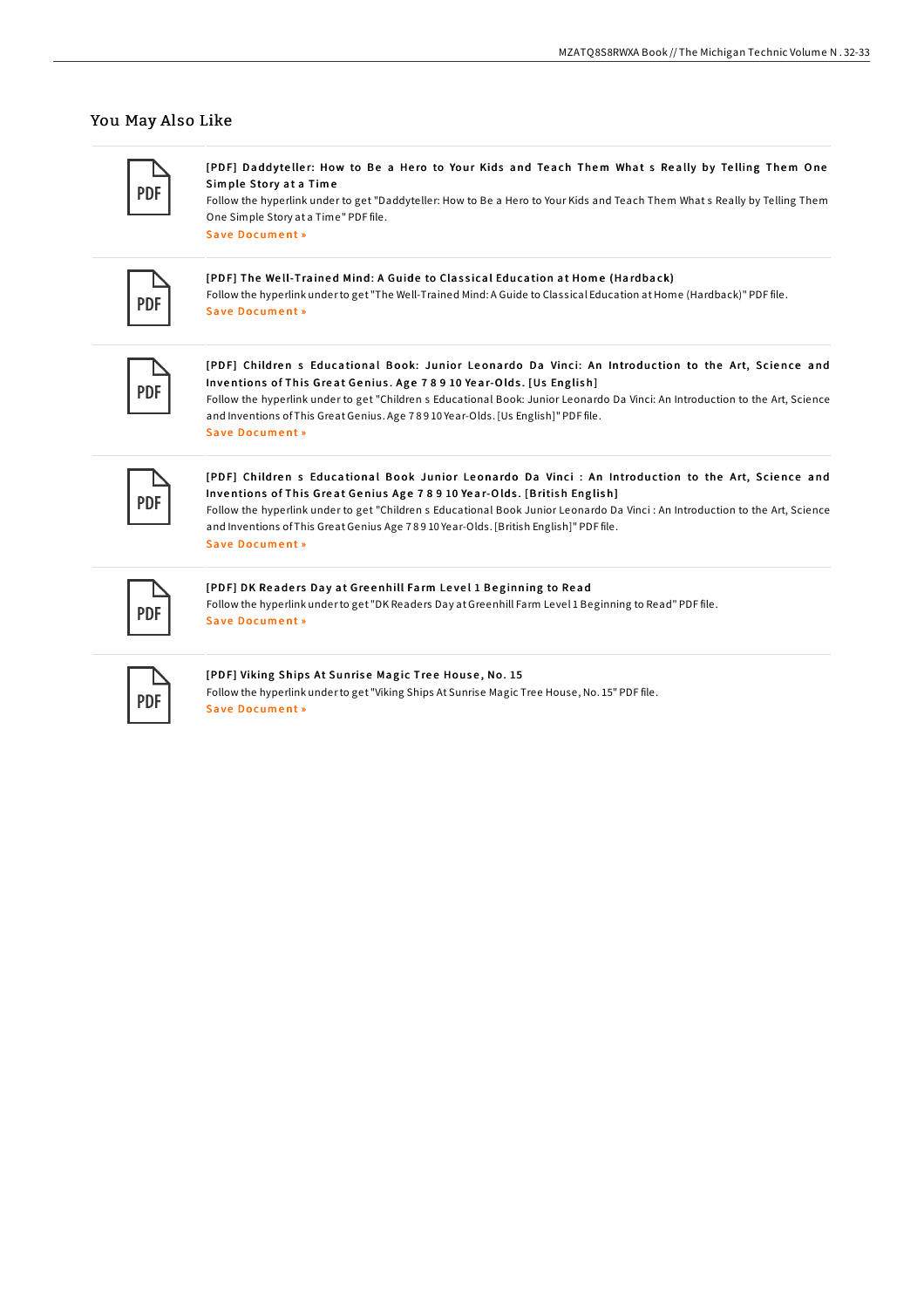## You May Also Like

**[PDF] Daddyteller: How to Be a Hero to Your Kids and Teach Them What s Really by Telling Them One Simple Story at a Time**

Follow the hyperlink under to get "Daddyteller: How to Be a Hero to Your Kids and Teach Them What s Really by Telling Them One Simple Story at a Time" PDF file.

Save Document »

**[PDF] The Well-Trained Mind: A Guide to Classical Education at Home (Hardback)**

Follow the hyperlink under to get "The Well-Trained Mind: A Guide to Classical Education at Home (Hardback)" PDF file.

Save Document »

**[PDF] Children s Educational Book: Junior Leonardo Da Vinci: An Introduction to the Art, Science and Inventions of This Great Genius. Age 7 8 9 10 Year-Olds. [Us English]**

Follow the hyperlink under to get "Children s Educational Book: Junior Leonardo Da Vinci: An Introduction to the Art, Science and Inventions of This Great Genius. Age 7 8 9 10 Year-Olds. [Us English]" PDF file.

Save Document »

**[PDF] Children s Educational Book Junior Leonardo Da Vinci : An Introduction to the Art, Science and Inventions of This Great Genius Age 7 8 9 10 Year-Olds. [British English]**

Follow the hyperlink under to get "Children s Educational Book Junior Leonardo Da Vinci : An Introduction to the Art, Science and Inventions of This Great Genius Age 7 8 9 10 Year-Olds. [British English]" PDF file.

Save Document »

**[PDF] DK Readers Day at Greenhill Farm Level 1 Beginning to Read**

Follow the hyperlink under to get "DK Readers Day at Greenhill Farm Level 1 Beginning to Read" PDF file.

Save Document »

**[PDF] Viking Ships At Sunrise Magic Tree House, No. 15**

Follow the hyperlink under to get "Viking Ships At Sunrise Magic Tree House, No. 15" PDF file.

Save Document »